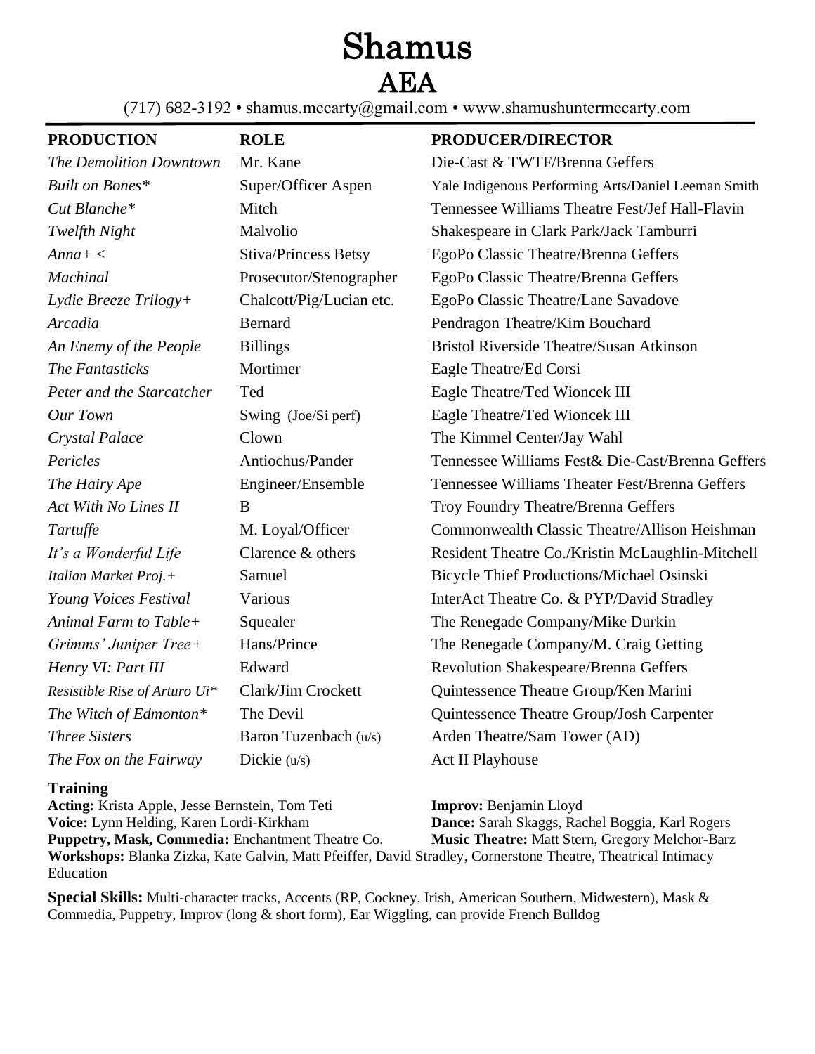# Shamus
## AEA

(717) 682-3192 • shamus.mccarty@gmail.com • www.shamushuntermccarty.com

| PRODUCTION | ROLE | PRODUCER/DIRECTOR |
|---|---|---|
| *The Demolition Downtown* | Mr. Kane | Die-Cast & TWTF/Brenna Geffers |
| *Built on Bones** | Super/Officer Aspen | Yale Indigenous Performing Arts/Daniel Leeman Smith |
| *Cut Blanche** | Mitch | Tennessee Williams Theatre Fest/Jef Hall-Flavin |
| *Twelfth Night* | Malvolio | Shakespeare in Clark Park/Jack Tamburri |
| *Anna+ <* | Stiva/Princess Betsy | EgoPo Classic Theatre/Brenna Geffers |
| *Machinal* | Prosecutor/Stenographer | EgoPo Classic Theatre/Brenna Geffers |
| *Lydie Breeze Trilogy+* | Chalcott/Pig/Lucian etc. | EgoPo Classic Theatre/Lane Savadove |
| *Arcadia* | Bernard | Pendragon Theatre/Kim Bouchard |
| *An Enemy of the People* | Billings | Bristol Riverside Theatre/Susan Atkinson |
| *The Fantasticks* | Mortimer | Eagle Theatre/Ed Corsi |
| *Peter and the Starcatcher* | Ted | Eagle Theatre/Ted Wioncek III |
| *Our Town* | Swing (Joe/Si perf) | Eagle Theatre/Ted Wioncek III |
| *Crystal Palace* | Clown | The Kimmel Center/Jay Wahl |
| *Pericles* | Antiochus/Pander | Tennessee Williams Fest& Die-Cast/Brenna Geffers |
| *The Hairy Ape* | Engineer/Ensemble | Tennessee Williams Theater Fest/Brenna Geffers |
| *Act With No Lines II* | B | Troy Foundry Theatre/Brenna Geffers |
| *Tartuffe* | M. Loyal/Officer | Commonwealth Classic Theatre/Allison Heishman |
| *It's a Wonderful Life* | Clarence & others | Resident Theatre Co./Kristin McLaughlin-Mitchell |
| *Italian Market Proj.+* | Samuel | Bicycle Thief Productions/Michael Osinski |
| *Young Voices Festival* | Various | InterAct Theatre Co. & PYP/David Stradley |
| *Animal Farm to Table+* | Squealer | The Renegade Company/Mike Durkin |
| *Grimms' Juniper Tree+* | Hans/Prince | The Renegade Company/M. Craig Getting |
| *Henry VI: Part III* | Edward | Revolution Shakespeare/Brenna Geffers |
| *Resistible Rise of Arturo Ui** | Clark/Jim Crockett | Quintessence Theatre Group/Ken Marini |
| *The Witch of Edmonton** | The Devil | Quintessence Theatre Group/Josh Carpenter |
| *Three Sisters* | Baron Tuzenbach (u/s) | Arden Theatre/Sam Tower (AD) |
| *The Fox on the Fairway* | Dickie (u/s) | Act II Playhouse |

**Training**

**Acting:** Krista Apple, Jesse Bernstein, Tom Teti
**Improv:** Benjamin Lloyd
**Voice:** Lynn Helding, Karen Lordi-Kirkham
**Dance:** Sarah Skaggs, Rachel Boggia, Karl Rogers
**Puppetry, Mask, Commedia:** Enchantment Theatre Co.
**Music Theatre:** Matt Stern, Gregory Melchor-Barz
**Workshops:** Blanka Zizka, Kate Galvin, Matt Pfeiffer, David Stradley, Cornerstone Theatre, Theatrical Intimacy Education

**Special Skills:** Multi-character tracks, Accents (RP, Cockney, Irish, American Southern, Midwestern), Mask & Commedia, Puppetry, Improv (long & short form), Ear Wiggling, can provide French Bulldog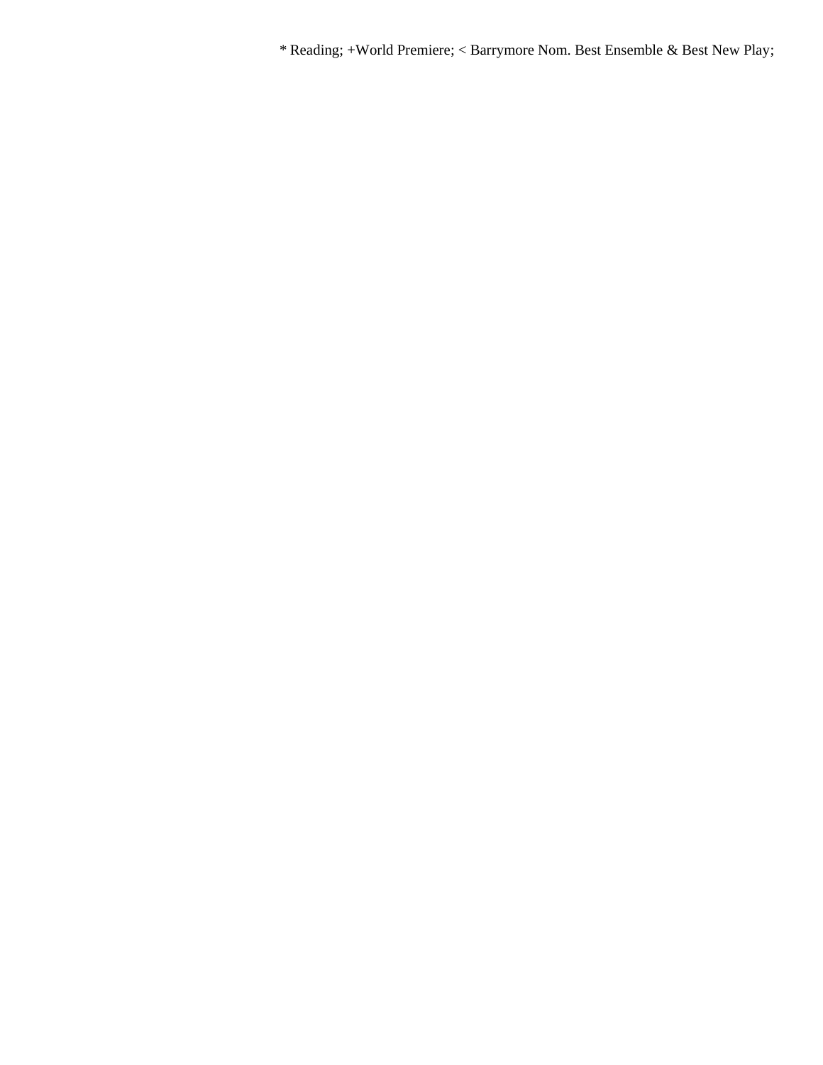* Reading; +World Premiere; < Barrymore Nom. Best Ensemble & Best New Play;